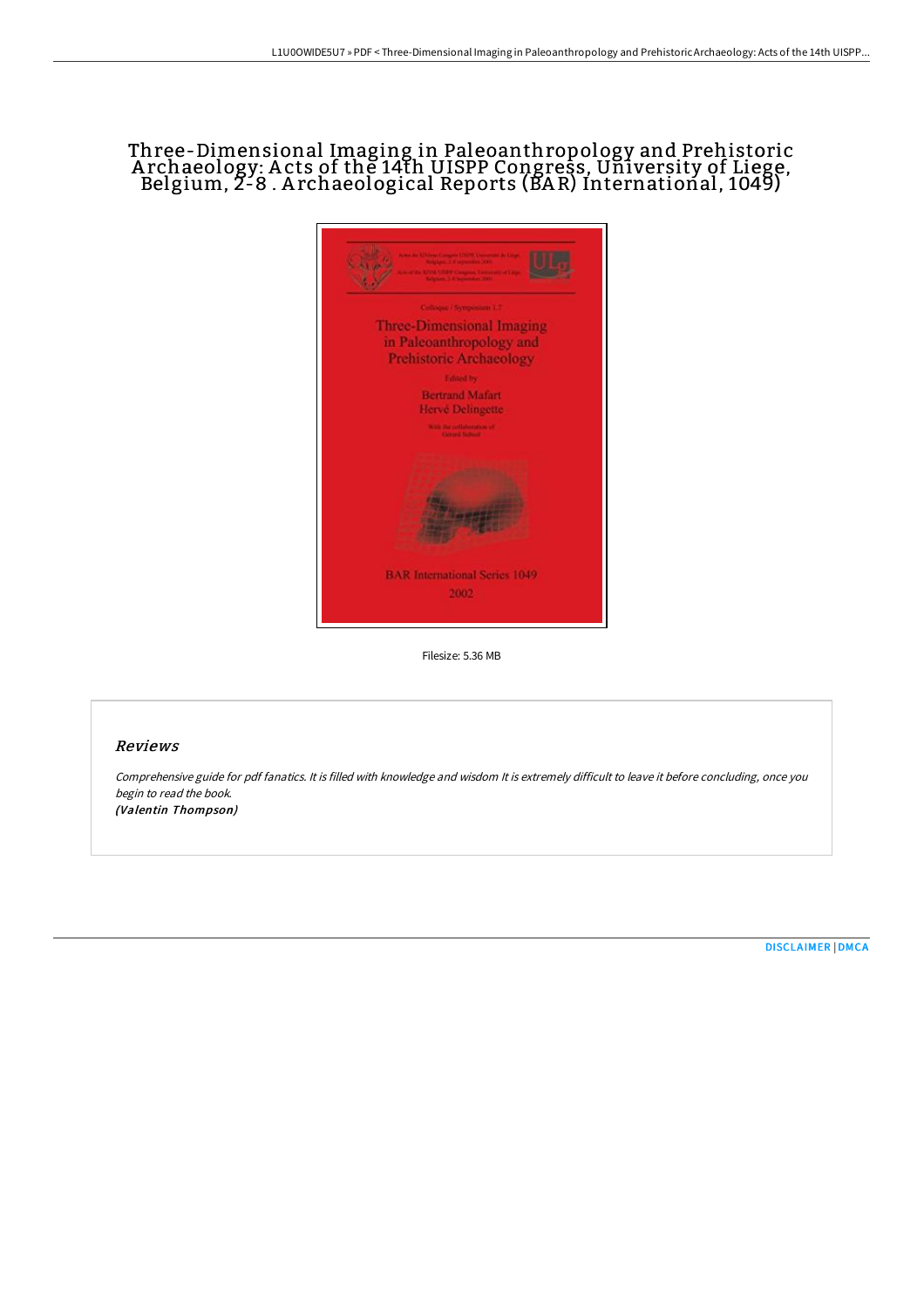# Three-Dimensional Imaging in Paleoanthropology and Prehistoric Archaeology: Acts of the 14th UISPP Congress, University of Liege, Belgium, 2-8 . Archaeological Reports (BAR) International, 1049)

Filesize: 5.36 MB

## Reviews

*Comprehensive guide for pdf fanatics. It is filled with knowledge and wisdom It is extremely difficult to leave it before concluding, once you begin to read the book.*
***(Valentin Thompson)***

DISCLAIMER | DMCA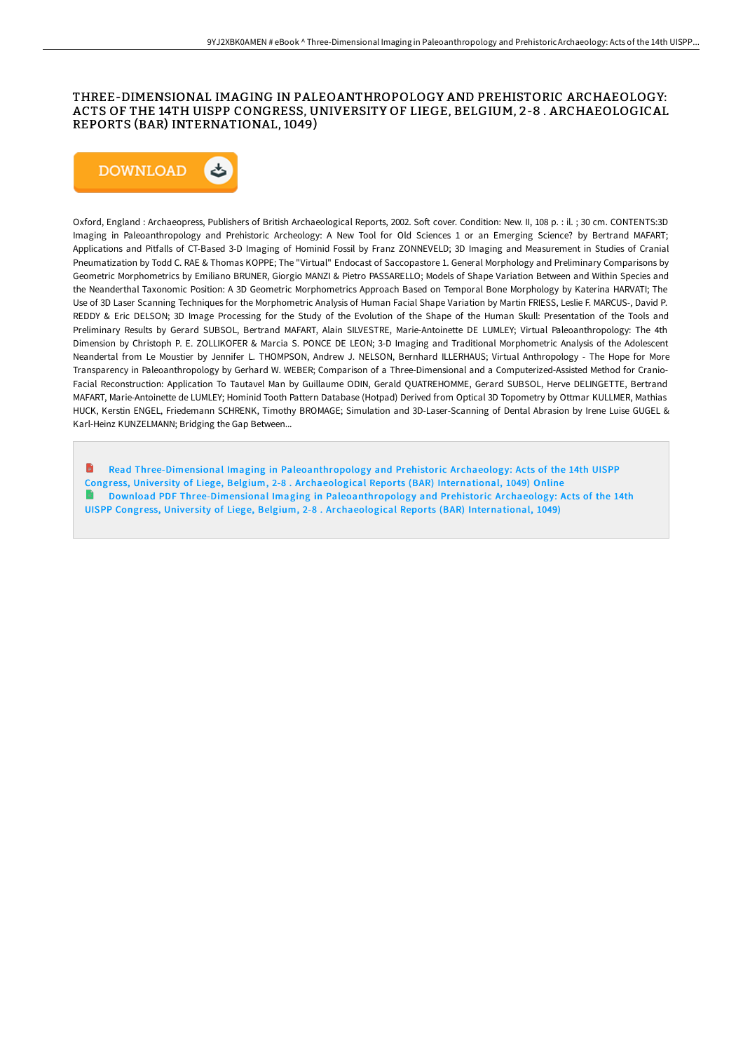# THREE-DIMENSIONAL IMAGING IN PALEOANTHROPOLOGY AND PREHISTORIC ARCHAEOLOGY: ACTS OF THE 14TH UISPP CONGRESS, UNIVERSITY OF LIEGE, BELGIUM, 2-8 . ARCHAEOLOGICAL REPORTS (BAR) INTERNATIONAL, 1049)

DOWNLOAD

Oxford, England : Archaeopress, Publishers of British Archaeological Reports, 2002. Soft cover. Condition: New. II, 108 p. : il. ; 30 cm. CONTENTS:3D Imaging in Paleoanthropology and Prehistoric Archeology: A New Tool for Old Sciences 1 or an Emerging Science? by Bertrand MAFART; Applications and Pitfalls of CT-Based 3-D Imaging of Hominid Fossil by Franz ZONNEVELD; 3D Imaging and Measurement in Studies of Cranial Pneumatization by Todd C. RAE & Thomas KOPPE; The "Virtual" Endocast of Saccopastore 1. General Morphology and Preliminary Comparisons by Geometric Morphometrics by Emiliano BRUNER, Giorgio MANZI & Pietro PASSARELLO; Models of Shape Variation Between and Within Species and the Neanderthal Taxonomic Position: A 3D Geometric Morphometrics Approach Based on Temporal Bone Morphology by Katerina HARVATI; The Use of 3D Laser Scanning Techniques for the Morphometric Analysis of Human Facial Shape Variation by Martin FRIESS, Leslie F. MARCUS-, David P. REDDY & Eric DELSON; 3D Image Processing for the Study of the Evolution of the Shape of the Human Skull: Presentation of the Tools and Preliminary Results by Gerard SUBSOL, Bertrand MAFART, Alain SILVESTRE, Marie-Antoinette DE LUMLEY; Virtual Paleoanthropology: The 4th Dimension by Christoph P. E. ZOLLIKOFER & Marcia S. PONCE DE LEON; 3-D Imaging and Traditional Morphometric Analysis of the Adolescent Neandertal from Le Moustier by Jennifer L. THOMPSON, Andrew J. NELSON, Bernhard ILLERHAUS; Virtual Anthropology - The Hope for More Transparency in Paleoanthropology by Gerhard W. WEBER; Comparison of a Three-Dimensional and a Computerized-Assisted Method for Cranio-Facial Reconstruction: Application To Tautavel Man by Guillaume ODIN, Gerald QUATREHOMME, Gerard SUBSOL, Herve DELINGETTE, Bertrand MAFART, Marie-Antoinette de LUMLEY; Hominid Tooth Pattern Database (Hotpad) Derived from Optical 3D Topometry by Ottmar KULLMER, Mathias HUCK, Kerstin ENGEL, Friedemann SCHRENK, Timothy BROMAGE; Simulation and 3D-Laser-Scanning of Dental Abrasion by Irene Luise GUGEL & Karl-Heinz KUNZELMANN; Bridging the Gap Between...

Read Three-Dimensional Imaging in Paleoanthropology and Prehistoric Archaeology: Acts of the 14th UISPP Congress, University of Liege, Belgium, 2-8 . Archaeological Reports (BAR) International, 1049) Online

Download PDF Three-Dimensional Imaging in Paleoanthropology and Prehistoric Archaeology: Acts of the 14th UISPP Congress, University of Liege, Belgium, 2-8 . Archaeological Reports (BAR) International, 1049)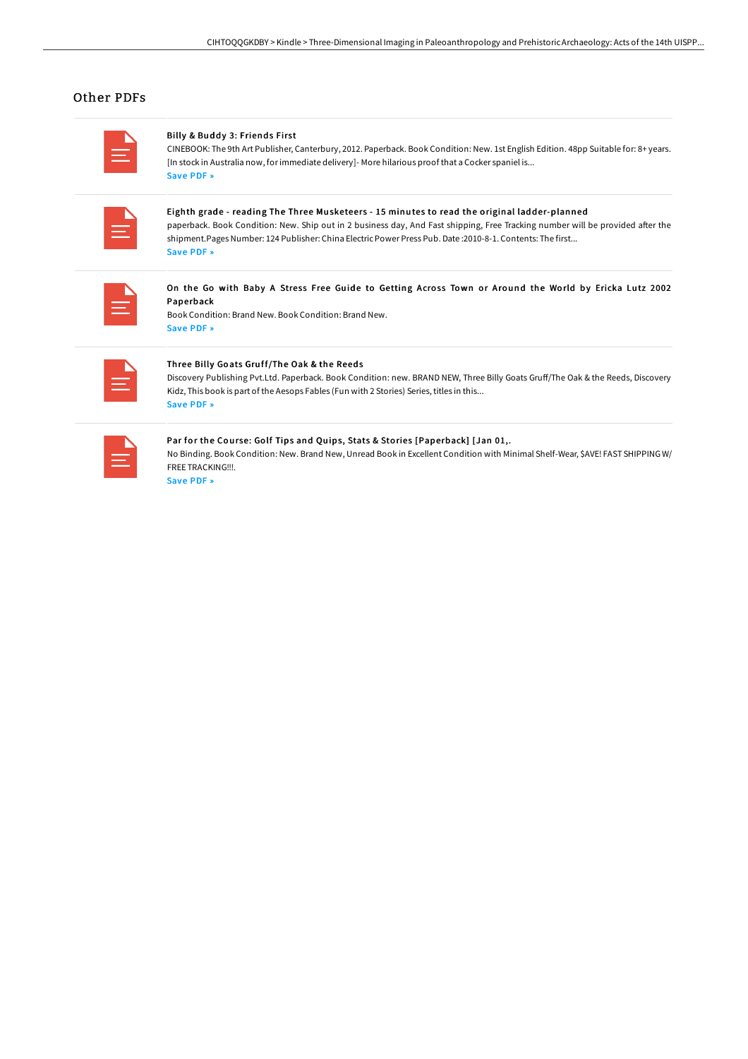## Other PDFs

### Billy & Buddy 3: Friends First

CINEBOOK: The 9th Art Publisher, Canterbury, 2012. Paperback. Book Condition: New. 1st English Edition. 48pp Suitable for: 8+ years. [In stock in Australia now, for immediate delivery]- More hilarious proof that a Cocker spaniel is...

Save PDF »

### Eighth grade - reading The Three Musketeers - 15 minutes to read the original ladder-planned

paperback. Book Condition: New. Ship out in 2 business day, And Fast shipping, Free Tracking number will be provided after the shipment.Pages Number: 124 Publisher: China Electric Power Press Pub. Date :2010-8-1. Contents: The first...

Save PDF »

### On the Go with Baby A Stress Free Guide to Getting Across Town or Around the World by Ericka Lutz 2002 Paperback

Book Condition: Brand New. Book Condition: Brand New.

Save PDF »

### Three Billy Goats Gruff/The Oak & the Reeds

Discovery Publishing Pvt.Ltd. Paperback. Book Condition: new. BRAND NEW, Three Billy Goats Gruff/The Oak & the Reeds, Discovery Kidz, This book is part of the Aesops Fables (Fun with 2 Stories) Series, titles in this...

Save PDF »

### Par for the Course: Golf Tips and Quips, Stats & Stories [Paperback] [Jan 01,.

No Binding. Book Condition: New. Brand New, Unread Book in Excellent Condition with Minimal Shelf-Wear, $AVE! FAST SHIPPING W/ FREE TRACKING!!!.

Save PDF »